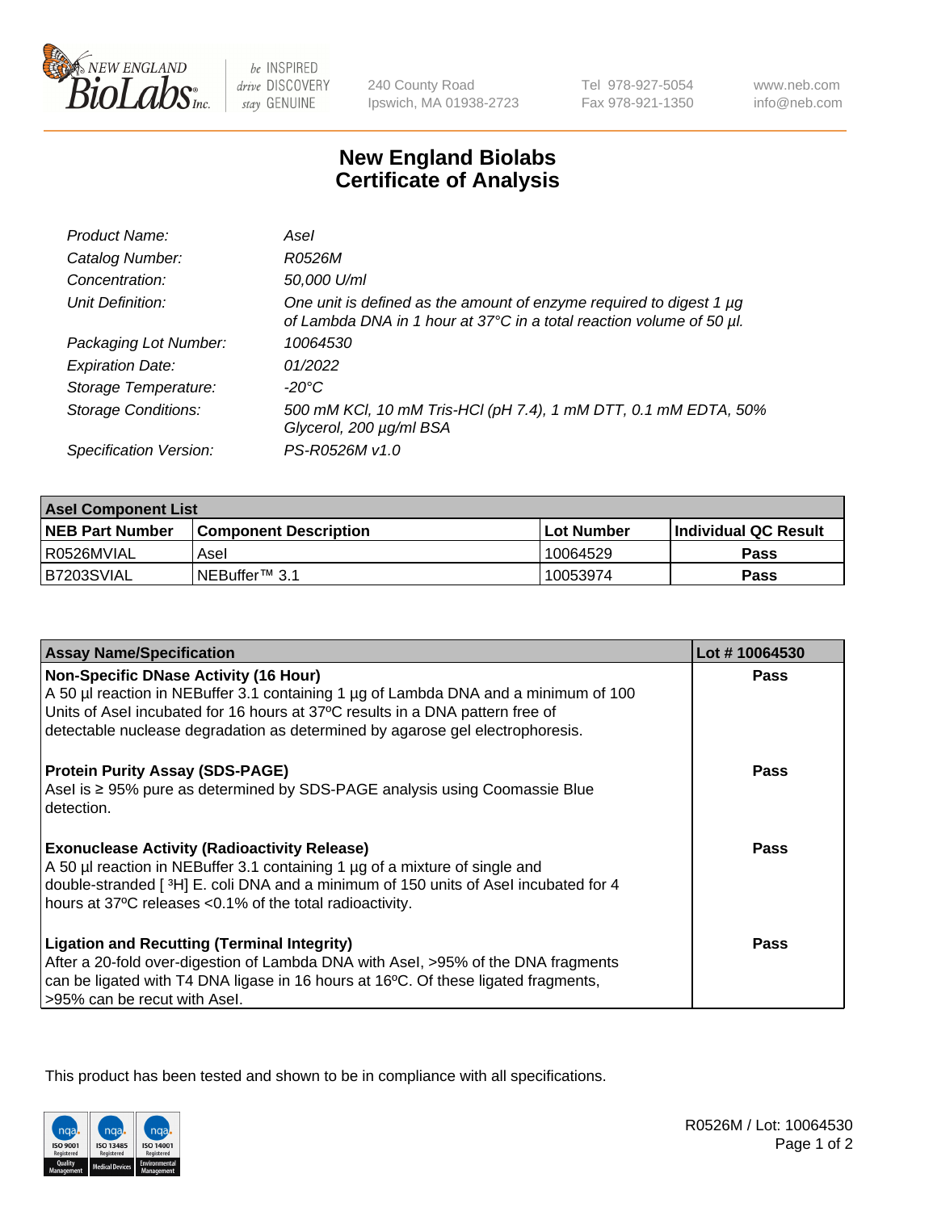# New England Biolabs Certificate of Analysis

| | |
|---|---|
| *Product Name:* | *AseI* |
| *Catalog Number:* | *R0526M* |
| *Concentration:* | *50,000 U/ml* |
| *Unit Definition:* | *One unit is defined as the amount of enzyme required to digest 1 µg of Lambda DNA in 1 hour at 37°C in a total reaction volume of 50 µl.* |
| *Packaging Lot Number:* | *10064530* |
| *Expiration Date:* | *01/2022* |
| *Storage Temperature:* | *-20°C* |
| *Storage Conditions:* | *500 mM KCl, 10 mM Tris-HCl (pH 7.4), 1 mM DTT, 0.1 mM EDTA, 50% Glycerol, 200 µg/ml BSA* |
| *Specification Version:* | *PS-R0526M v1.0* |

| AseI Component List | | | |
|---|---|---|---|
| **NEB Part Number** | **Component Description** | **Lot Number** | **Individual QC Result** |
| R0526MVIAL | AseI | 10064529 | **Pass** |
| B7203SVIAL | NEBuffer™ 3.1 | 10053974 | **Pass** |

| Assay Name/Specification | Lot # 10064530 |
|---|---|
| **Non-Specific DNase Activity (16 Hour)**<br>A 50 µl reaction in NEBuffer 3.1 containing 1 µg of Lambda DNA and a minimum of 100 Units of AseI incubated for 16 hours at 37ºC results in a DNA pattern free of detectable nuclease degradation as determined by agarose gel electrophoresis. | **Pass** |
| **Protein Purity Assay (SDS-PAGE)**<br>AseI is ≥ 95% pure as determined by SDS-PAGE analysis using Coomassie Blue detection. | **Pass** |
| **Exonuclease Activity (Radioactivity Release)**<br>A 50 µl reaction in NEBuffer 3.1 containing 1 µg of a mixture of single and double-stranded [ $^3$H] E. coli DNA and a minimum of 150 units of AseI incubated for 4 hours at 37ºC releases <0.1% of the total radioactivity. | **Pass** |
| **Ligation and Recutting (Terminal Integrity)**<br>After a 20-fold over-digestion of Lambda DNA with AseI, >95% of the DNA fragments can be ligated with T4 DNA ligase in 16 hours at 16ºC. Of these ligated fragments, >95% can be recut with AseI. | **Pass** |

This product has been tested and shown to be in compliance with all specifications.

R0526M / Lot: 10064530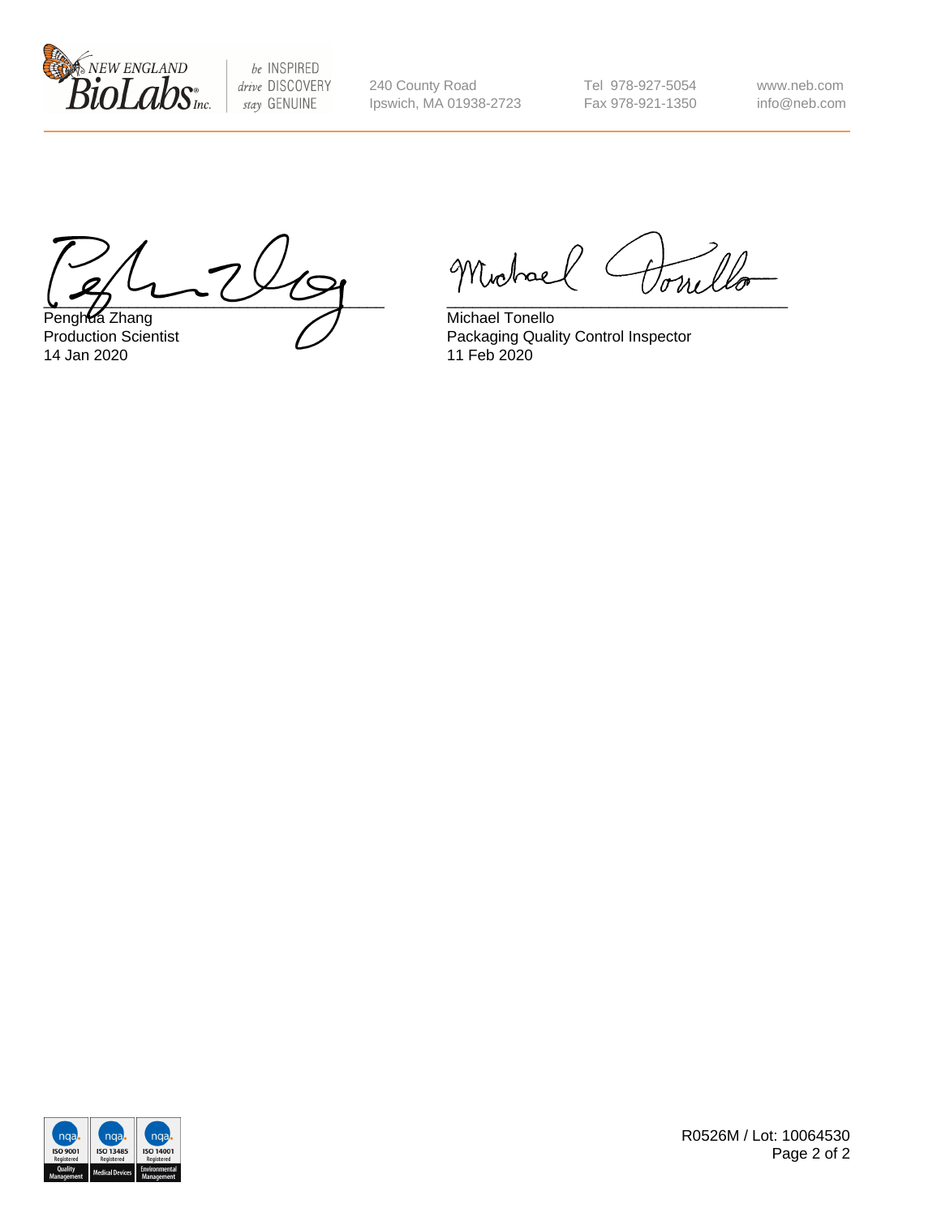Penghua Zhang
Production Scientist
14 Jan 2020

Michael Tonello
Packaging Quality Control Inspector
11 Feb 2020

R0526M / Lot: 10064530